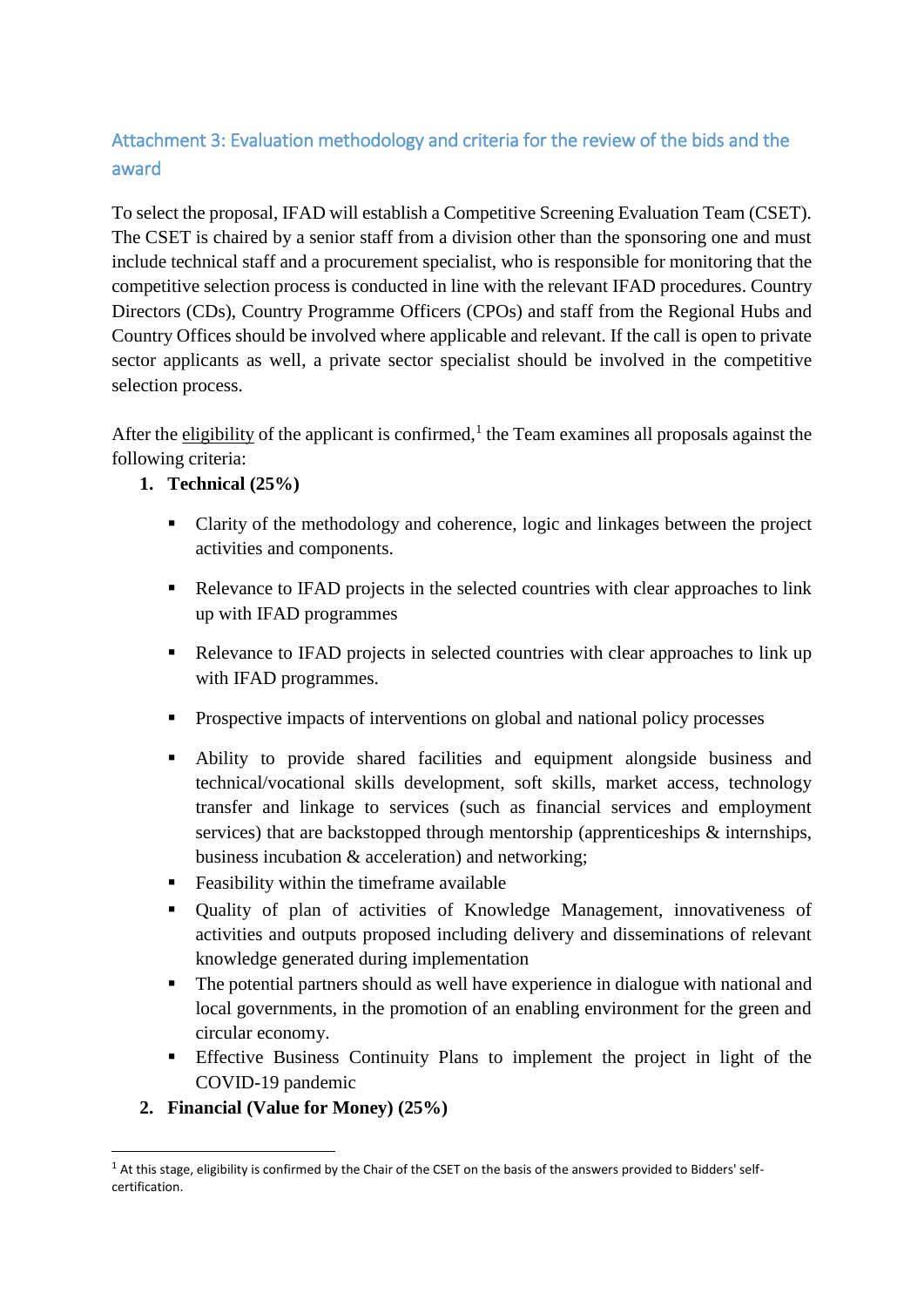## Attachment 3: Evaluation methodology and criteria for the review of the bids and the award

To select the proposal, IFAD will establish a Competitive Screening Evaluation Team (CSET). The CSET is chaired by a senior staff from a division other than the sponsoring one and must include technical staff and a procurement specialist, who is responsible for monitoring that the competitive selection process is conducted in line with the relevant IFAD procedures. Country Directors (CDs), Country Programme Officers (CPOs) and staff from the Regional Hubs and Country Offices should be involved where applicable and relevant. If the call is open to private sector applicants as well, a private sector specialist should be involved in the competitive selection process.

After the eligibility of the applicant is confirmed,[1] the Team examines all proposals against the following criteria:

1. **Technical (25%)**

   - Clarity of the methodology and coherence, logic and linkages between the project activities and components.
   - Relevance to IFAD projects in the selected countries with clear approaches to link up with IFAD programmes
   - Relevance to IFAD projects in selected countries with clear approaches to link up with IFAD programmes.
   - Prospective impacts of interventions on global and national policy processes
   - Ability to provide shared facilities and equipment alongside business and technical/vocational skills development, soft skills, market access, technology transfer and linkage to services (such as financial services and employment services) that are backstopped through mentorship (apprenticeships & internships, business incubation & acceleration) and networking;
   - Feasibility within the timeframe available
   - Quality of plan of activities of Knowledge Management, innovativeness of activities and outputs proposed including delivery and disseminations of relevant knowledge generated during implementation
   - The potential partners should as well have experience in dialogue with national and local governments, in the promotion of an enabling environment for the green and circular economy.
   - Effective Business Continuity Plans to implement the project in light of the COVID-19 pandemic

2. **Financial (Value for Money) (25%)**

[1] At this stage, eligibility is confirmed by the Chair of the CSET on the basis of the answers provided to Bidders' self-certification.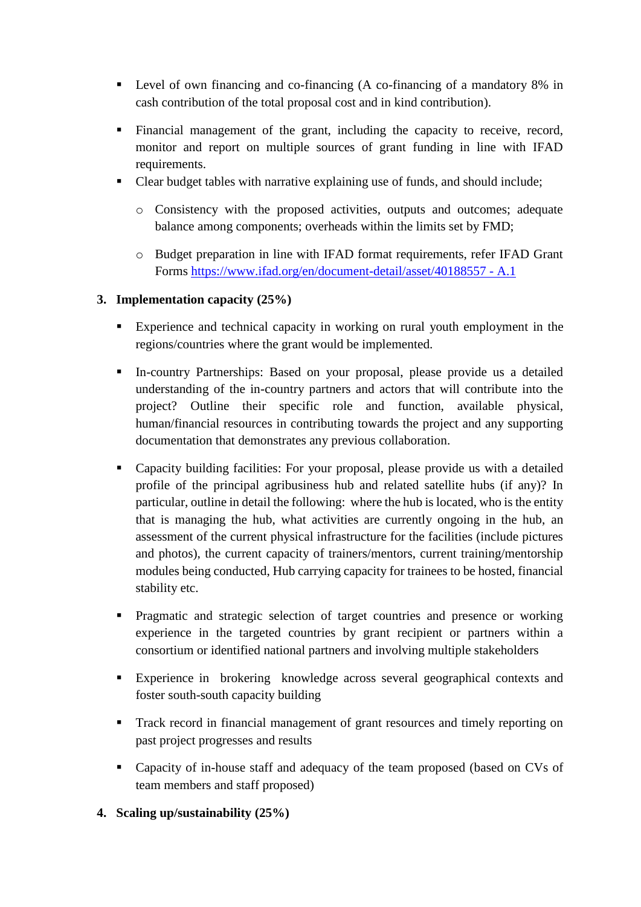- Level of own financing and co-financing (A co-financing of a mandatory 8% in cash contribution of the total proposal cost and in kind contribution).
- Financial management of the grant, including the capacity to receive, record, monitor and report on multiple sources of grant funding in line with IFAD requirements.
- Clear budget tables with narrative explaining use of funds, and should include;
  - Consistency with the proposed activities, outputs and outcomes; adequate balance among components; overheads within the limits set by FMD;
  - Budget preparation in line with IFAD format requirements, refer IFAD Grant Forms [https://www.ifad.org/en/document-detail/asset/40188557 - A.1](https://www.ifad.org/en/document-detail/asset/40188557)

3. **Implementation capacity (25%)**

- Experience and technical capacity in working on rural youth employment in the regions/countries where the grant would be implemented.
- In-country Partnerships: Based on your proposal, please provide us a detailed understanding of the in-country partners and actors that will contribute into the project? Outline their specific role and function, available physical, human/financial resources in contributing towards the project and any supporting documentation that demonstrates any previous collaboration.
- Capacity building facilities: For your proposal, please provide us with a detailed profile of the principal agribusiness hub and related satellite hubs (if any)? In particular, outline in detail the following: where the hub is located, who is the entity that is managing the hub, what activities are currently ongoing in the hub, an assessment of the current physical infrastructure for the facilities (include pictures and photos), the current capacity of trainers/mentors, current training/mentorship modules being conducted, Hub carrying capacity for trainees to be hosted, financial stability etc.
- Pragmatic and strategic selection of target countries and presence or working experience in the targeted countries by grant recipient or partners within a consortium or identified national partners and involving multiple stakeholders
- Experience in brokering knowledge across several geographical contexts and foster south-south capacity building
- Track record in financial management of grant resources and timely reporting on past project progresses and results
- Capacity of in-house staff and adequacy of the team proposed (based on CVs of team members and staff proposed)

4. **Scaling up/sustainability (25%)**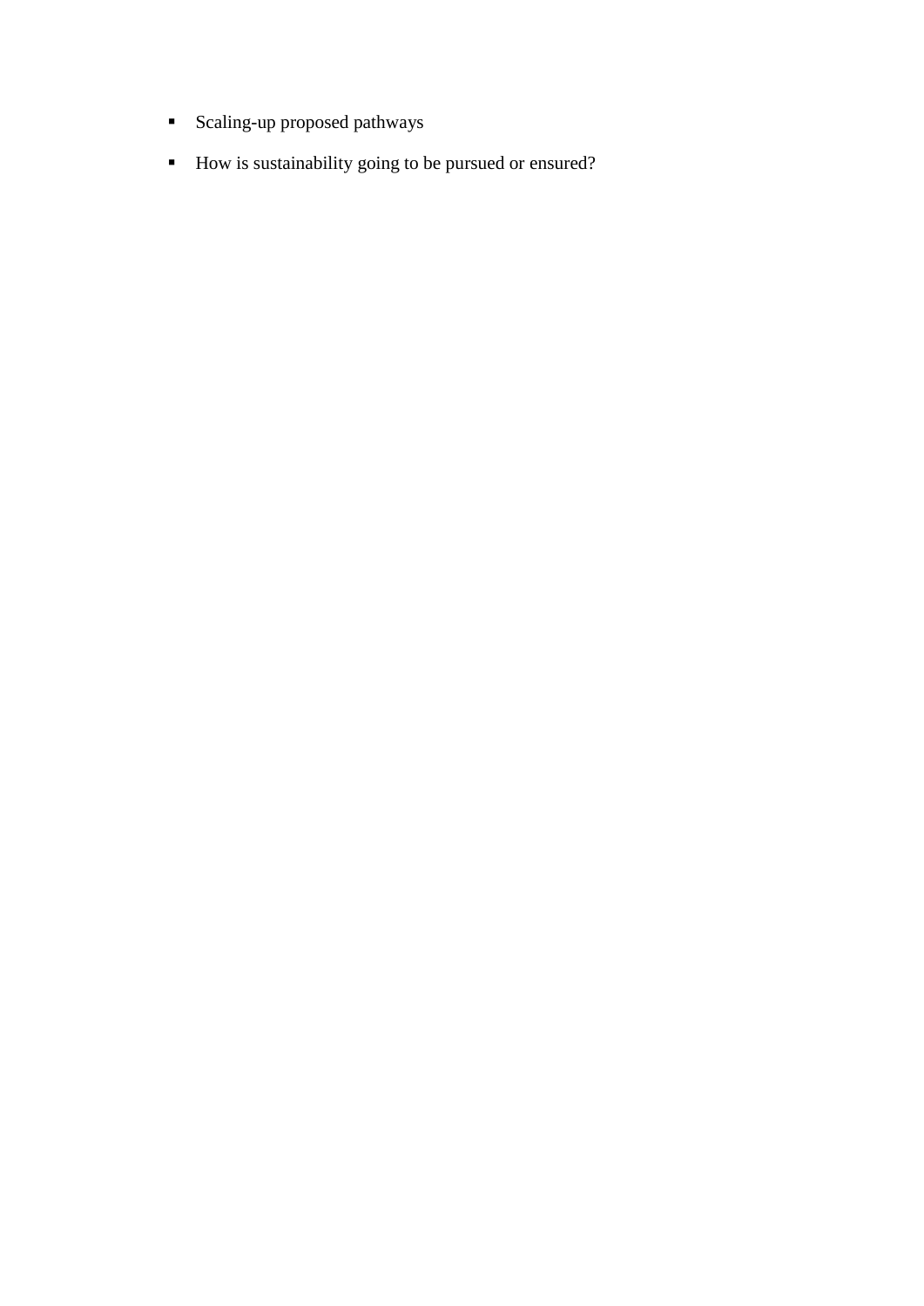- Scaling-up proposed pathways
- How is sustainability going to be pursued or ensured?